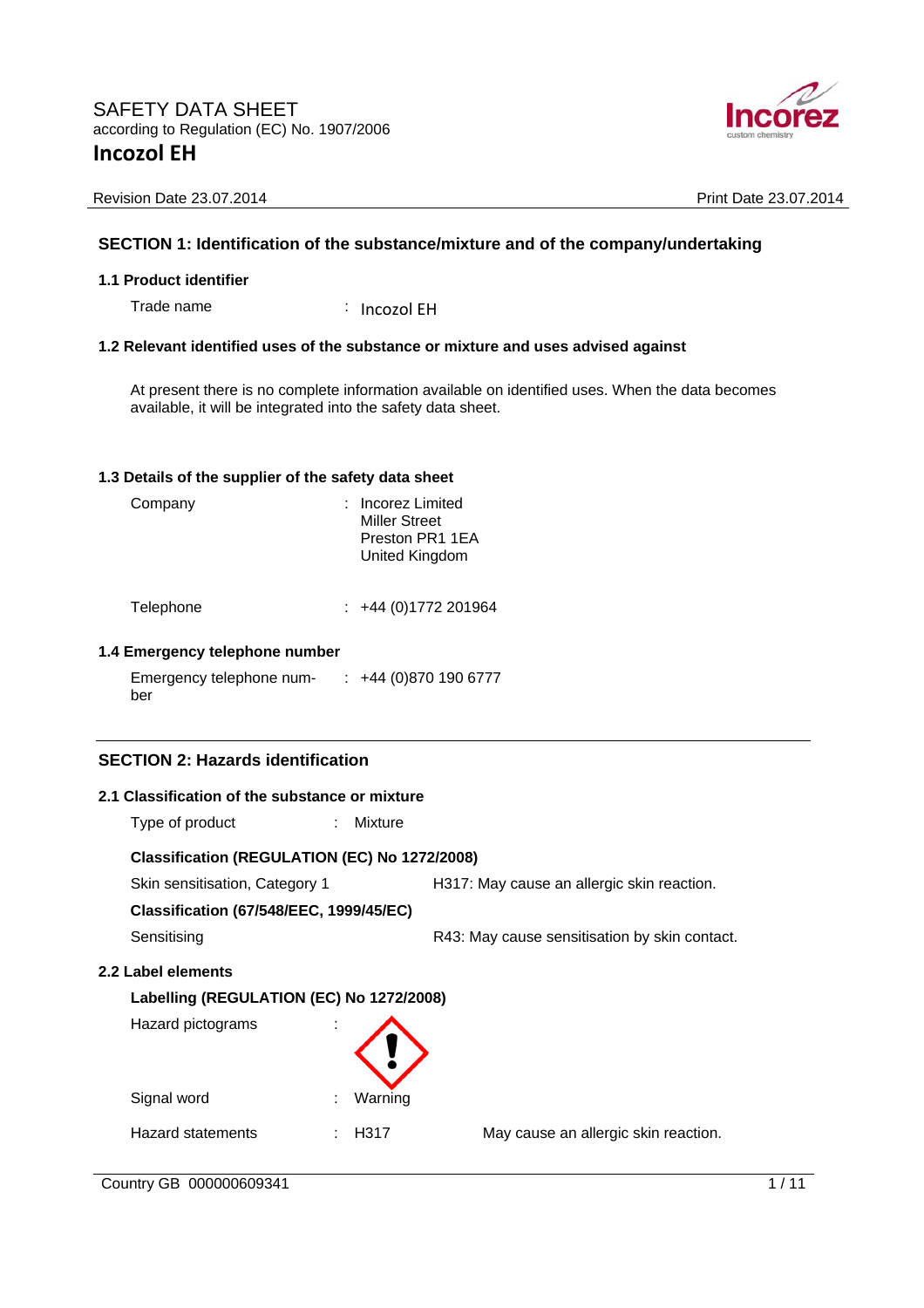SAFETY DATA SHEET
according to Regulation (EC) No. 1907/2006

# Incozol EH

Revision Date 23.07.2014 | Print Date 23.07.2014

## SECTION 1: Identification of the substance/mixture and of the company/undertaking

### 1.1 Product identifier

Trade name : Incozol EH

### 1.2 Relevant identified uses of the substance or mixture and uses advised against

At present there is no complete information available on identified uses. When the data becomes available, it will be integrated into the safety data sheet.

### 1.3 Details of the supplier of the safety data sheet

Company : Incorez Limited
Miller Street
Preston PR1 1EA
United Kingdom

Telephone : +44 (0)1772 201964

### 1.4 Emergency telephone number

Emergency telephone number : +44 (0)870 190 6777

## SECTION 2: Hazards identification

### 2.1 Classification of the substance or mixture

Type of product : Mixture

**Classification (REGULATION (EC) No 1272/2008)**

Skin sensitisation, Category 1 — H317: May cause an allergic skin reaction.

**Classification (67/548/EEC, 1999/45/EC)**

Sensitising — R43: May cause sensitisation by skin contact.

### 2.2 Label elements

**Labelling (REGULATION (EC) No 1272/2008)**

Hazard pictograms :

Signal word : Warning

Hazard statements : H317 May cause an allergic skin reaction.

Country GB 000000609341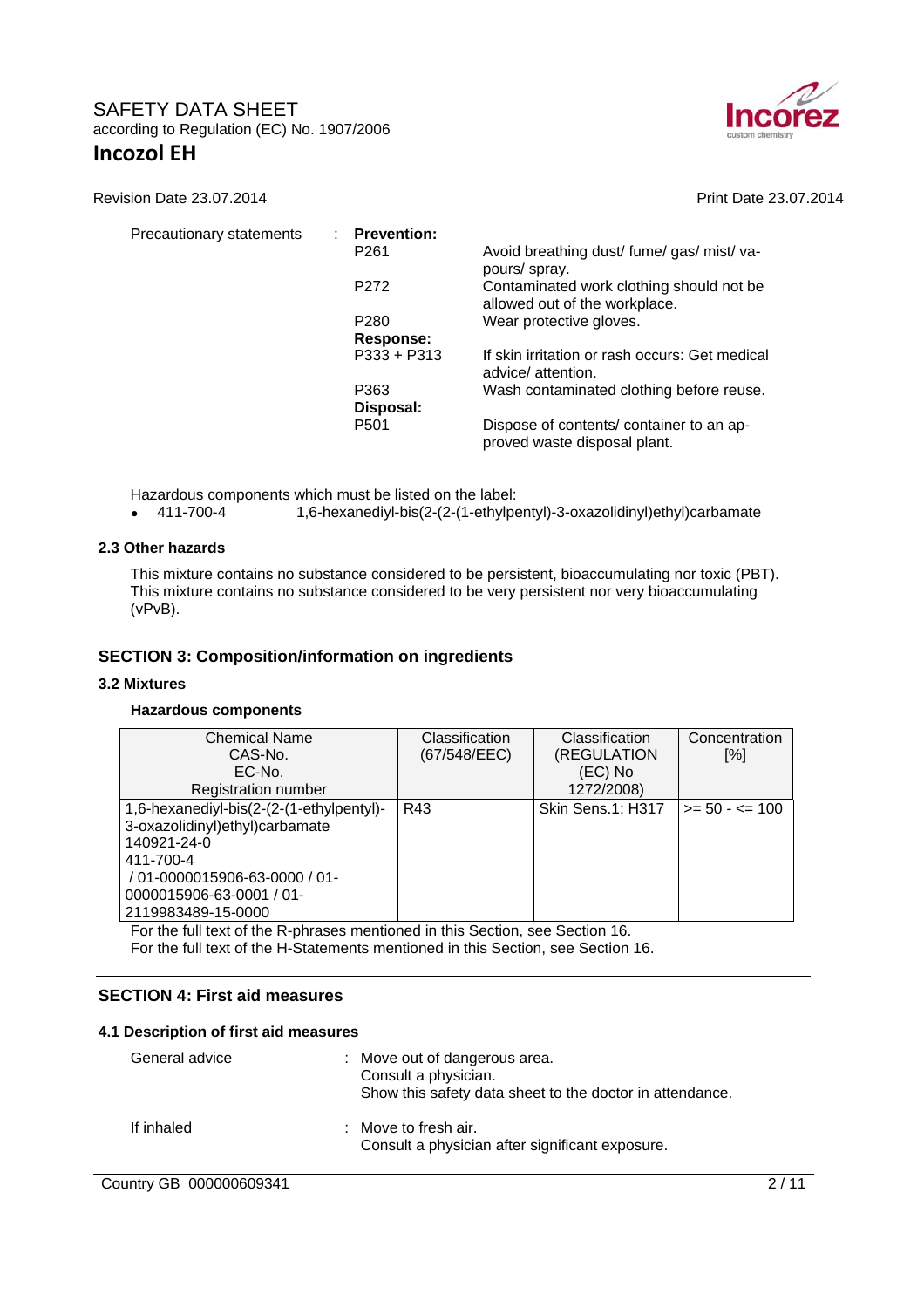Precautionary statements : **Prevention:**

| | |
|---|---|
| P261 | Avoid breathing dust/ fume/ gas/ mist/ vapours/ spray. |
| P272 | Contaminated work clothing should not be allowed out of the workplace. |
| P280 | Wear protective gloves. |
| **Response:** | |
| P333 + P313 | If skin irritation or rash occurs: Get medical advice/ attention. |
| P363 | Wash contaminated clothing before reuse. |
| **Disposal:** | |
| P501 | Dispose of contents/ container to an approved waste disposal plant. |

Hazardous components which must be listed on the label:

- 411-700-4 1,6-hexanediyl-bis(2-(2-(1-ethylpentyl)-3-oxazolidinyl)ethyl)carbamate

### 2.3 Other hazards

This mixture contains no substance considered to be persistent, bioaccumulating nor toxic (PBT). This mixture contains no substance considered to be very persistent nor very bioaccumulating (vPvB).

## SECTION 3: Composition/information on ingredients

### 3.2 Mixtures

**Hazardous components**

| Chemical Name<br>CAS-No.<br>EC-No.<br>Registration number | Classification (67/548/EEC) | Classification (REGULATION (EC) No 1272/2008) | Concentration [%] |
|---|---|---|---|
| 1,6-hexanediyl-bis(2-(2-(1-ethylpentyl)-3-oxazolidinyl)ethyl)carbamate<br>140921-24-0<br>411-700-4<br>/ 01-0000015906-63-0000 / 01-0000015906-63-0001 / 01-2119983489-15-0000 | R43 | Skin Sens.1; H317 | >= 50 - <= 100 |

For the full text of the R-phrases mentioned in this Section, see Section 16.
For the full text of the H-Statements mentioned in this Section, see Section 16.

## SECTION 4: First aid measures

### 4.1 Description of first aid measures

General advice : Move out of dangerous area.
Consult a physician.
Show this safety data sheet to the doctor in attendance.

If inhaled : Move to fresh air.
Consult a physician after significant exposure.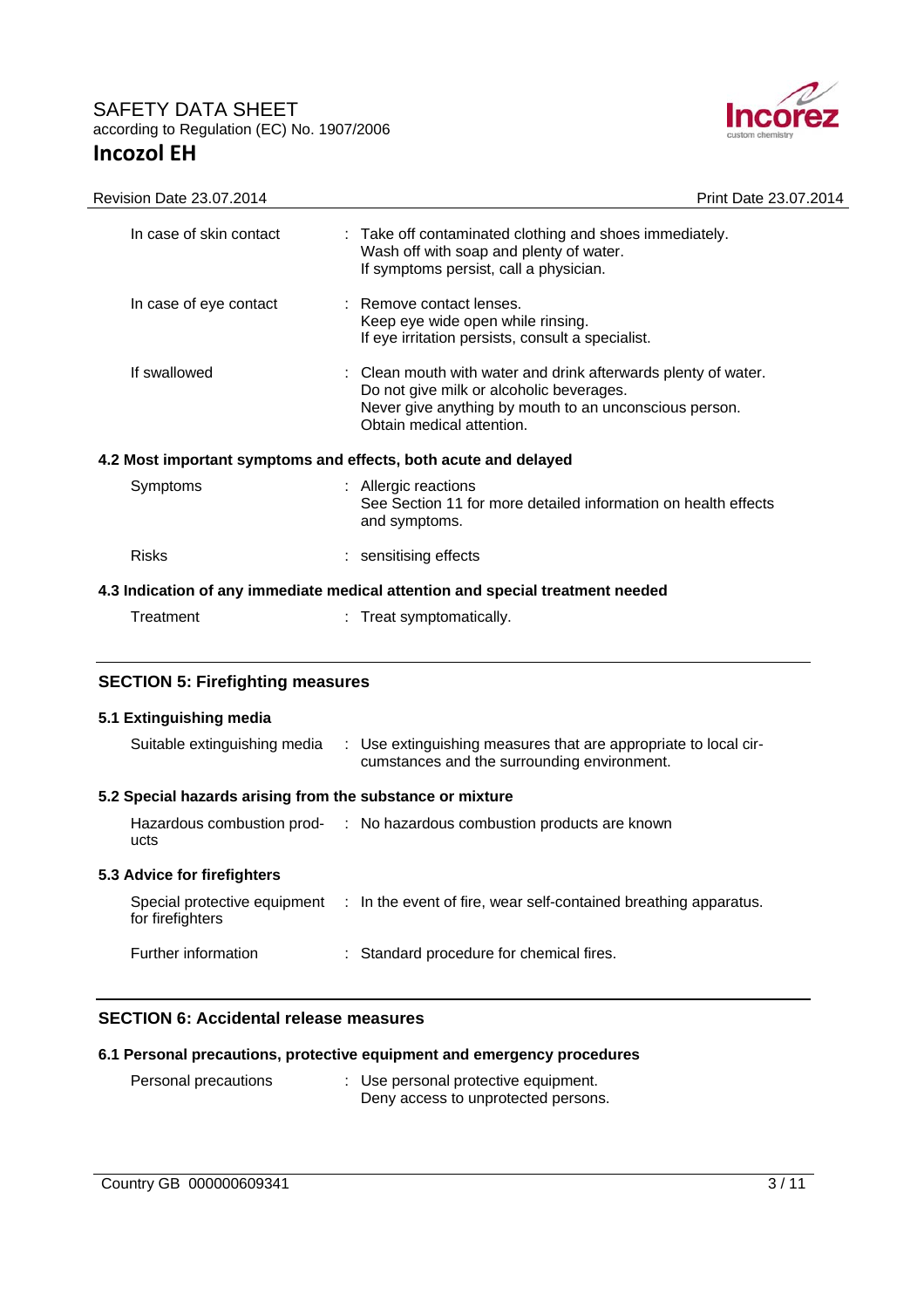| | |
|---|---|
| In case of skin contact | : Take off contaminated clothing and shoes immediately.<br>Wash off with soap and plenty of water.<br>If symptoms persist, call a physician. |
| In case of eye contact | : Remove contact lenses.<br>Keep eye wide open while rinsing.<br>If eye irritation persists, consult a specialist. |
| If swallowed | : Clean mouth with water and drink afterwards plenty of water.<br>Do not give milk or alcoholic beverages.<br>Never give anything by mouth to an unconscious person.<br>Obtain medical attention. |

### 4.2 Most important symptoms and effects, both acute and delayed

| | |
|---|---|
| Symptoms | : Allergic reactions<br>See Section 11 for more detailed information on health effects and symptoms. |
| Risks | : sensitising effects |

### 4.3 Indication of any immediate medical attention and special treatment needed

| | |
|---|---|
| Treatment | : Treat symptomatically. |

## SECTION 5: Firefighting measures

### 5.1 Extinguishing media

| | |
|---|---|
| Suitable extinguishing media | : Use extinguishing measures that are appropriate to local circumstances and the surrounding environment. |

### 5.2 Special hazards arising from the substance or mixture

| | |
|---|---|
| Hazardous combustion products | : No hazardous combustion products are known |

### 5.3 Advice for firefighters

| | |
|---|---|
| Special protective equipment for firefighters | : In the event of fire, wear self-contained breathing apparatus. |
| Further information | : Standard procedure for chemical fires. |

## SECTION 6: Accidental release measures

### 6.1 Personal precautions, protective equipment and emergency procedures

| | |
|---|---|
| Personal precautions | : Use personal protective equipment.<br>Deny access to unprotected persons. |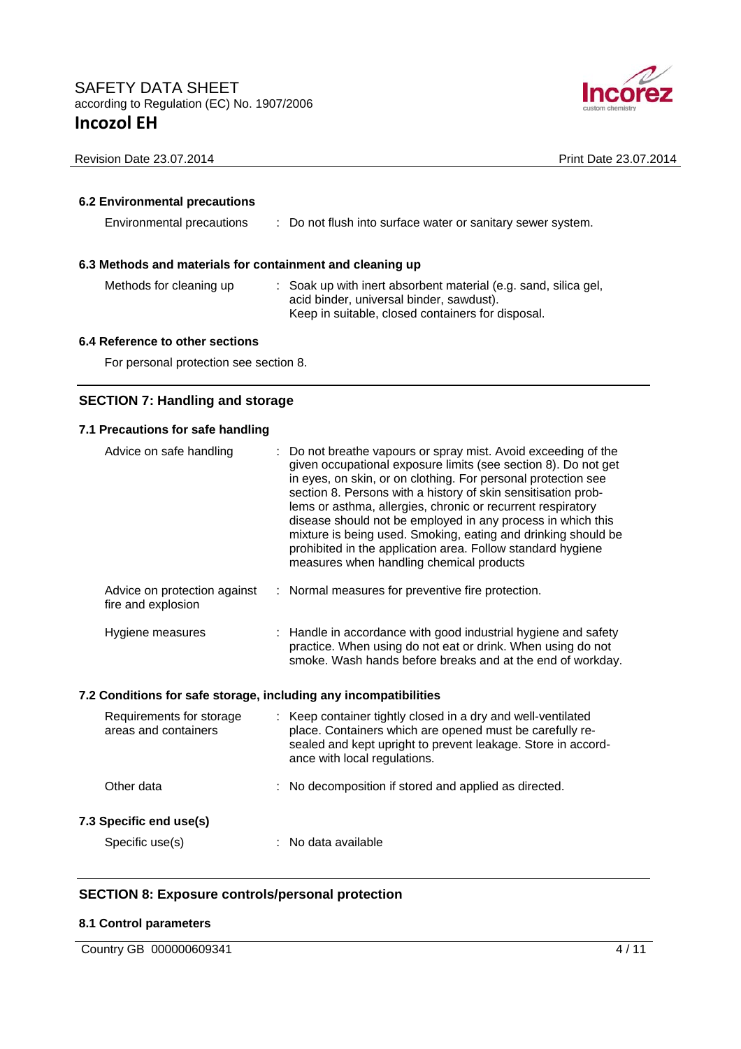### 6.2 Environmental precautions

| | |
|---|---|
| Environmental precautions | : Do not flush into surface water or sanitary sewer system. |

### 6.3 Methods and materials for containment and cleaning up

| | |
|---|---|
| Methods for cleaning up | : Soak up with inert absorbent material (e.g. sand, silica gel, acid binder, universal binder, sawdust). Keep in suitable, closed containers for disposal. |

### 6.4 Reference to other sections

For personal protection see section 8.

## SECTION 7: Handling and storage

### 7.1 Precautions for safe handling

| | |
|---|---|
| Advice on safe handling | : Do not breathe vapours or spray mist. Avoid exceeding of the given occupational exposure limits (see section 8). Do not get in eyes, on skin, or on clothing. For personal protection see section 8. Persons with a history of skin sensitisation problems or asthma, allergies, chronic or recurrent respiratory disease should not be employed in any process in which this mixture is being used. Smoking, eating and drinking should be prohibited in the application area. Follow standard hygiene measures when handling chemical products |
| Advice on protection against fire and explosion | : Normal measures for preventive fire protection. |
| Hygiene measures | : Handle in accordance with good industrial hygiene and safety practice. When using do not eat or drink. When using do not smoke. Wash hands before breaks and at the end of workday. |

### 7.2 Conditions for safe storage, including any incompatibilities

| | |
|---|---|
| Requirements for storage areas and containers | : Keep container tightly closed in a dry and well-ventilated place. Containers which are opened must be carefully resealed and kept upright to prevent leakage. Store in accordance with local regulations. |
| Other data | : No decomposition if stored and applied as directed. |

### 7.3 Specific end use(s)

| | |
|---|---|
| Specific use(s) | : No data available |

## SECTION 8: Exposure controls/personal protection

### 8.1 Control parameters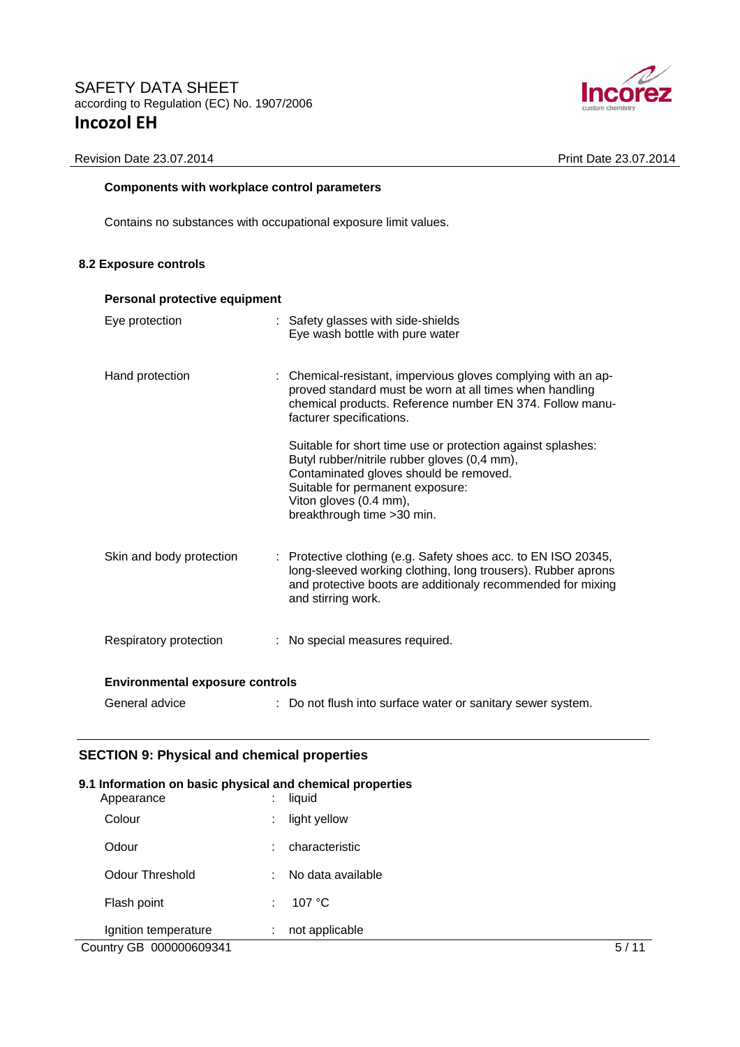**Components with workplace control parameters**

Contains no substances with occupational exposure limit values.

### 8.2 Exposure controls

**Personal protective equipment**

| | |
|---|---|
| Eye protection | : Safety glasses with side-shields<br>Eye wash bottle with pure water |
| Hand protection | : Chemical-resistant, impervious gloves complying with an approved standard must be worn at all times when handling chemical products. Reference number EN 374. Follow manufacturer specifications.<br><br>Suitable for short time use or protection against splashes: Butyl rubber/nitrile rubber gloves (0,4 mm), Contaminated gloves should be removed. Suitable for permanent exposure: Viton gloves (0.4 mm), breakthrough time >30 min. |
| Skin and body protection | : Protective clothing (e.g. Safety shoes acc. to EN ISO 20345, long-sleeved working clothing, long trousers). Rubber aprons and protective boots are additionaly recommended for mixing and stirring work. |
| Respiratory protection | : No special measures required. |

**Environmental exposure controls**

| | |
|---|---|
| General advice | : Do not flush into surface water or sanitary sewer system. |

## SECTION 9: Physical and chemical properties

### 9.1 Information on basic physical and chemical properties

| | |
|---|---|
| Appearance | : liquid |
| Colour | : light yellow |
| Odour | : characteristic |
| Odour Threshold | : No data available |
| Flash point | : 107 °C |
| Ignition temperature | : not applicable |

Country GB 000000609341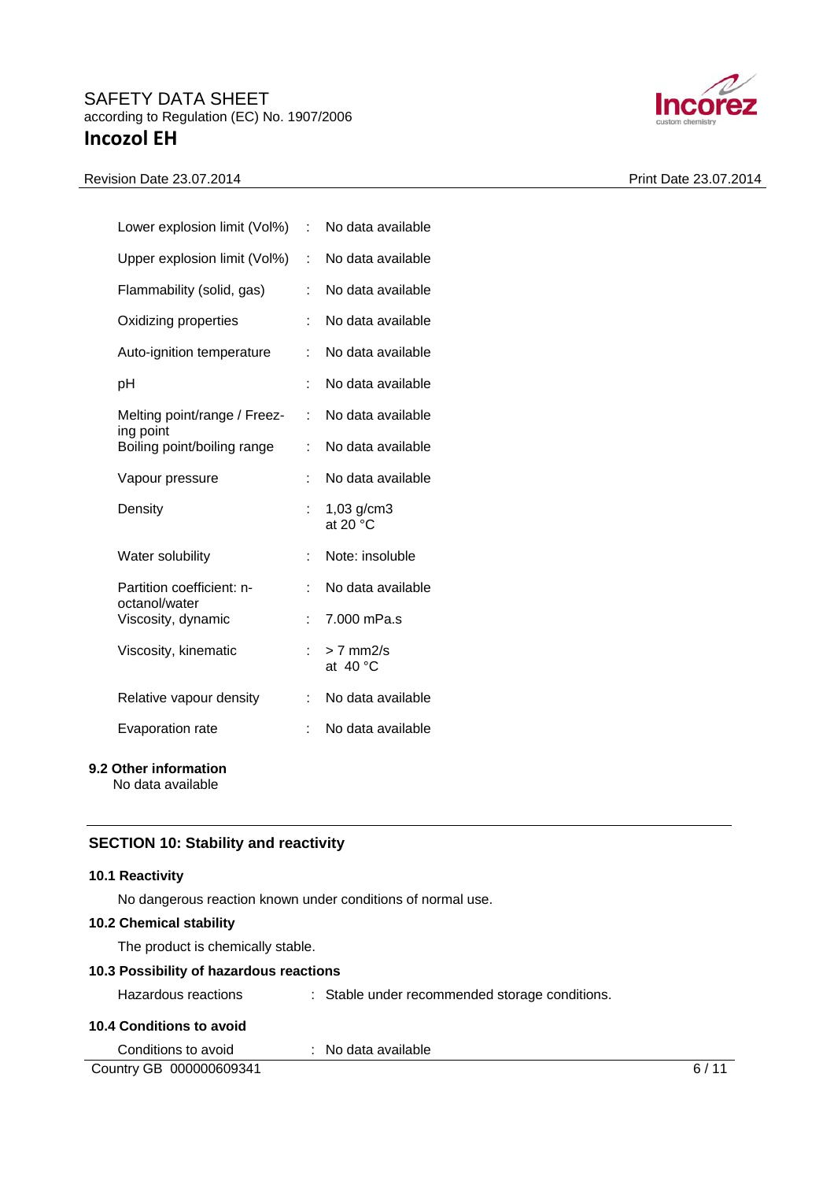| | | |
|---|---|---|
| Lower explosion limit (Vol%) | : | No data available |
| Upper explosion limit (Vol%) | : | No data available |
| Flammability (solid, gas) | : | No data available |
| Oxidizing properties | : | No data available |
| Auto-ignition temperature | : | No data available |
| pH | : | No data available |
| Melting point/range / Freezing point | : | No data available |
| Boiling point/boiling range | : | No data available |
| Vapour pressure | : | No data available |
| Density | : | 1,03 g/cm3 at 20 °C |
| Water solubility | : | Note: insoluble |
| Partition coefficient: n-octanol/water | : | No data available |
| Viscosity, dynamic | : | 7.000 mPa.s |
| Viscosity, kinematic | : | > 7 mm2/s at 40 °C |
| Relative vapour density | : | No data available |
| Evaporation rate | : | No data available |

**9.2 Other information**

No data available

## SECTION 10: Stability and reactivity

**10.1 Reactivity**

No dangerous reaction known under conditions of normal use.

**10.2 Chemical stability**

The product is chemically stable.

**10.3 Possibility of hazardous reactions**

Hazardous reactions : Stable under recommended storage conditions.

**10.4 Conditions to avoid**

Conditions to avoid : No data available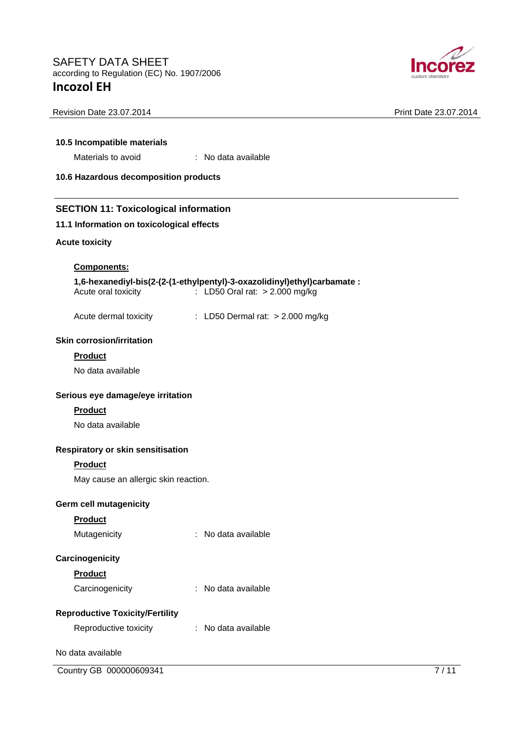**10.5 Incompatible materials**

Materials to avoid : No data available

**10.6 Hazardous decomposition products**

## SECTION 11: Toxicological information

### 11.1 Information on toxicological effects

**Acute toxicity**

**Components:**

**1,6-hexanediyl-bis(2-(2-(1-ethylpentyl)-3-oxazolidinyl)ethyl)carbamate :**

Acute oral toxicity : LD50 Oral rat: > 2.000 mg/kg

Acute dermal toxicity : LD50 Dermal rat: > 2.000 mg/kg

**Skin corrosion/irritation**

**Product**

No data available

**Serious eye damage/eye irritation**

**Product**

No data available

**Respiratory or skin sensitisation**

**Product**

May cause an allergic skin reaction.

**Germ cell mutagenicity**

**Product**

Mutagenicity : No data available

**Carcinogenicity**

**Product**

Carcinogenicity : No data available

**Reproductive Toxicity/Fertility**

Reproductive toxicity : No data available

No data available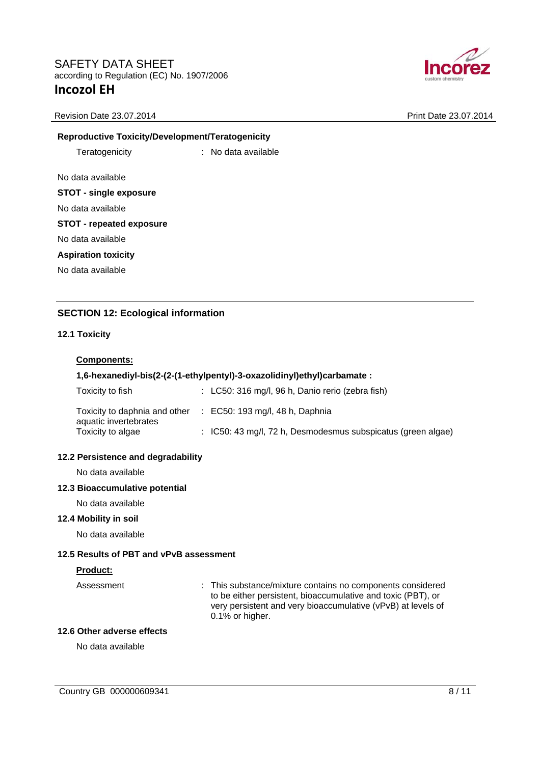**Reproductive Toxicity/Development/Teratogenicity**

Teratogenicity : No data available

No data available

**STOT - single exposure**

No data available

**STOT - repeated exposure**

No data available

**Aspiration toxicity**

No data available

## SECTION 12: Ecological information

### 12.1 Toxicity

**Components:**

**1,6-hexanediyl-bis(2-(2-(1-ethylpentyl)-3-oxazolidinyl)ethyl)carbamate :**

| | |
|---|---|
| Toxicity to fish | : LC50: 316 mg/l, 96 h, Danio rerio (zebra fish) |
| Toxicity to daphnia and other aquatic invertebrates | : EC50: 193 mg/l, 48 h, Daphnia |
| Toxicity to algae | : IC50: 43 mg/l, 72 h, Desmodesmus subspicatus (green algae) |

### 12.2 Persistence and degradability

No data available

### 12.3 Bioaccumulative potential

No data available

### 12.4 Mobility in soil

No data available

### 12.5 Results of PBT and vPvB assessment

**Product:**

Assessment : This substance/mixture contains no components considered to be either persistent, bioaccumulative and toxic (PBT), or very persistent and very bioaccumulative (vPvB) at levels of 0.1% or higher.

### 12.6 Other adverse effects

No data available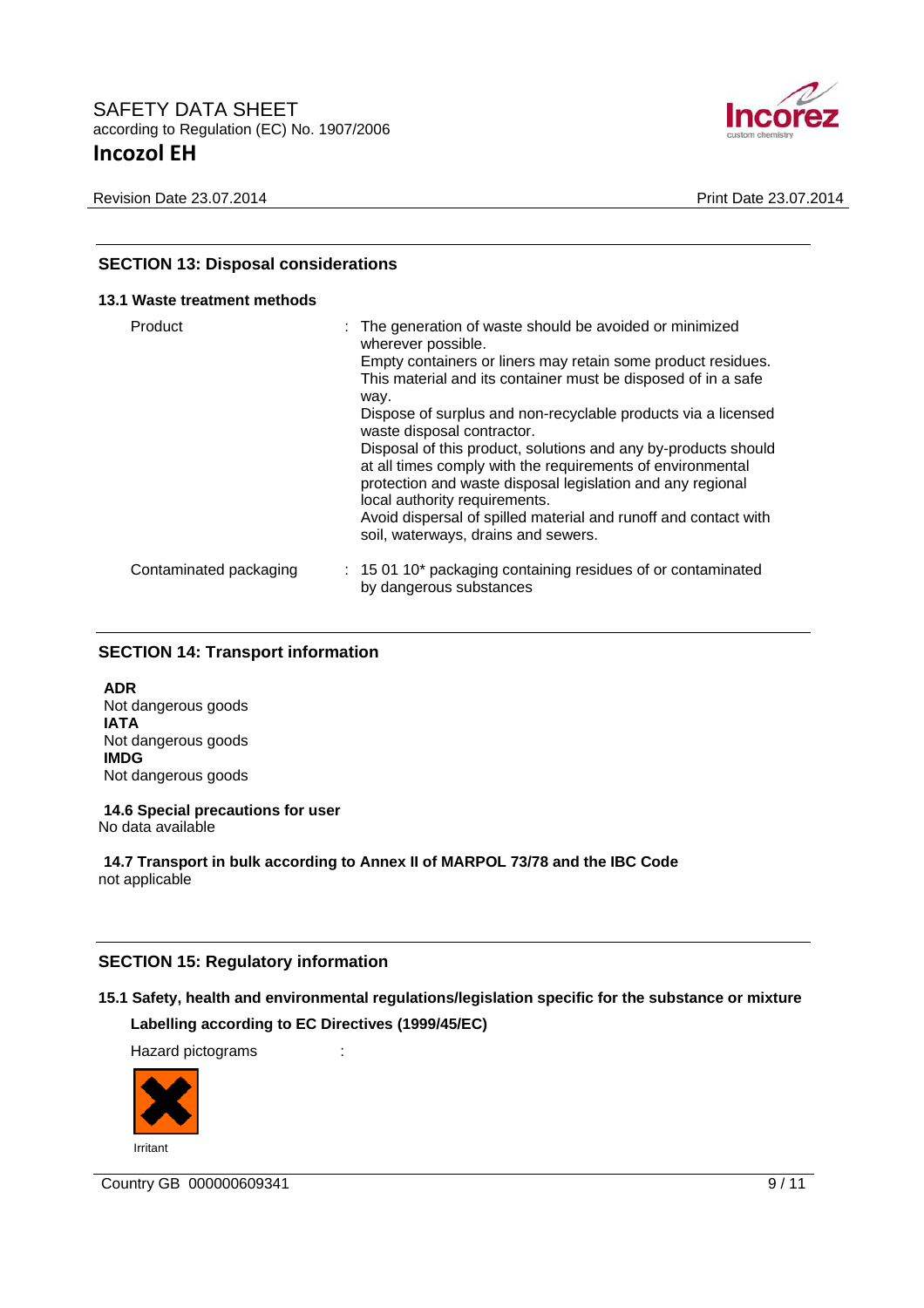## SECTION 13: Disposal considerations

### 13.1 Waste treatment methods

| | |
|---|---|
| Product | : The generation of waste should be avoided or minimized wherever possible. Empty containers or liners may retain some product residues. This material and its container must be disposed of in a safe way. Dispose of surplus and non-recyclable products via a licensed waste disposal contractor. Disposal of this product, solutions and any by-products should at all times comply with the requirements of environmental protection and waste disposal legislation and any regional local authority requirements. Avoid dispersal of spilled material and runoff and contact with soil, waterways, drains and sewers. |
| Contaminated packaging | : 15 01 10* packaging containing residues of or contaminated by dangerous substances |

## SECTION 14: Transport information

**ADR**
Not dangerous goods
**IATA**
Not dangerous goods
**IMDG**
Not dangerous goods

**14.6 Special precautions for user**
No data available

**14.7 Transport in bulk according to Annex II of MARPOL 73/78 and the IBC Code**
not applicable

## SECTION 15: Regulatory information

### 15.1 Safety, health and environmental regulations/legislation specific for the substance or mixture

**Labelling according to EC Directives (1999/45/EC)**

Hazard pictograms :

Irritant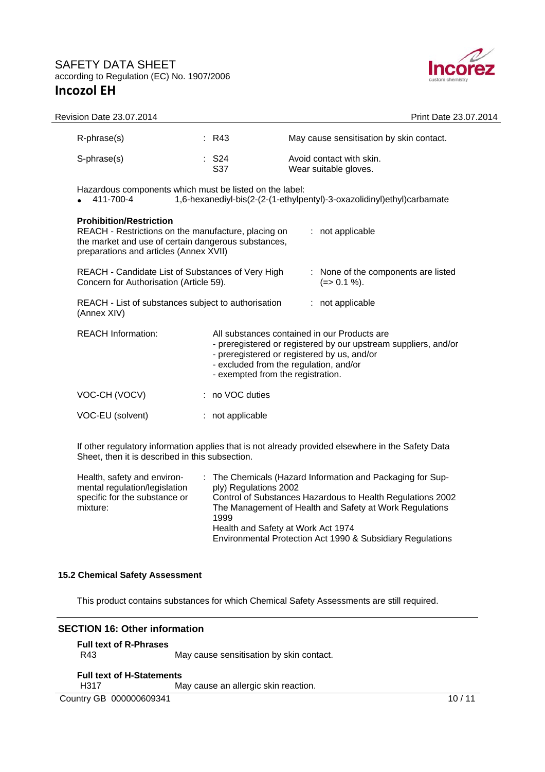| | | |
|---|---|---|
| R-phrase(s) | : R43 | May cause sensitisation by skin contact. |
| S-phrase(s) | : S24<br>S37 | Avoid contact with skin.<br>Wear suitable gloves. |

Hazardous components which must be listed on the label:

- 411-700-4 1,6-hexanediyl-bis(2-(2-(1-ethylpentyl)-3-oxazolidinyl)ethyl)carbamate

**Prohibition/Restriction**

| | |
|---|---|
| REACH - Restrictions on the manufacture, placing on the market and use of certain dangerous substances, preparations and articles (Annex XVII) | : not applicable |
| REACH - Candidate List of Substances of Very High Concern for Authorisation (Article 59). | : None of the components are listed (=> 0.1 %). |
| REACH - List of substances subject to authorisation (Annex XIV) | : not applicable |

REACH Information: All substances contained in our Products are
- preregistered or registered by our upstream suppliers, and/or
- preregistered or registered by us, and/or
- excluded from the regulation, and/or
- exempted from the registration.

| | |
|---|---|
| VOC-CH (VOCV) | : no VOC duties |
| VOC-EU (solvent) | : not applicable |

If other regulatory information applies that is not already provided elsewhere in the Safety Data Sheet, then it is described in this subsection.

Health, safety and environmental regulation/legislation specific for the substance or mixture:
: The Chemicals (Hazard Information and Packaging for Supply) Regulations 2002
Control of Substances Hazardous to Health Regulations 2002
The Management of Health and Safety at Work Regulations 1999
Health and Safety at Work Act 1974
Environmental Protection Act 1990 & Subsidiary Regulations

### 15.2 Chemical Safety Assessment

This product contains substances for which Chemical Safety Assessments are still required.

## SECTION 16: Other information

**Full text of R-Phrases**

R43 May cause sensitisation by skin contact.

**Full text of H-Statements**

H317 May cause an allergic skin reaction.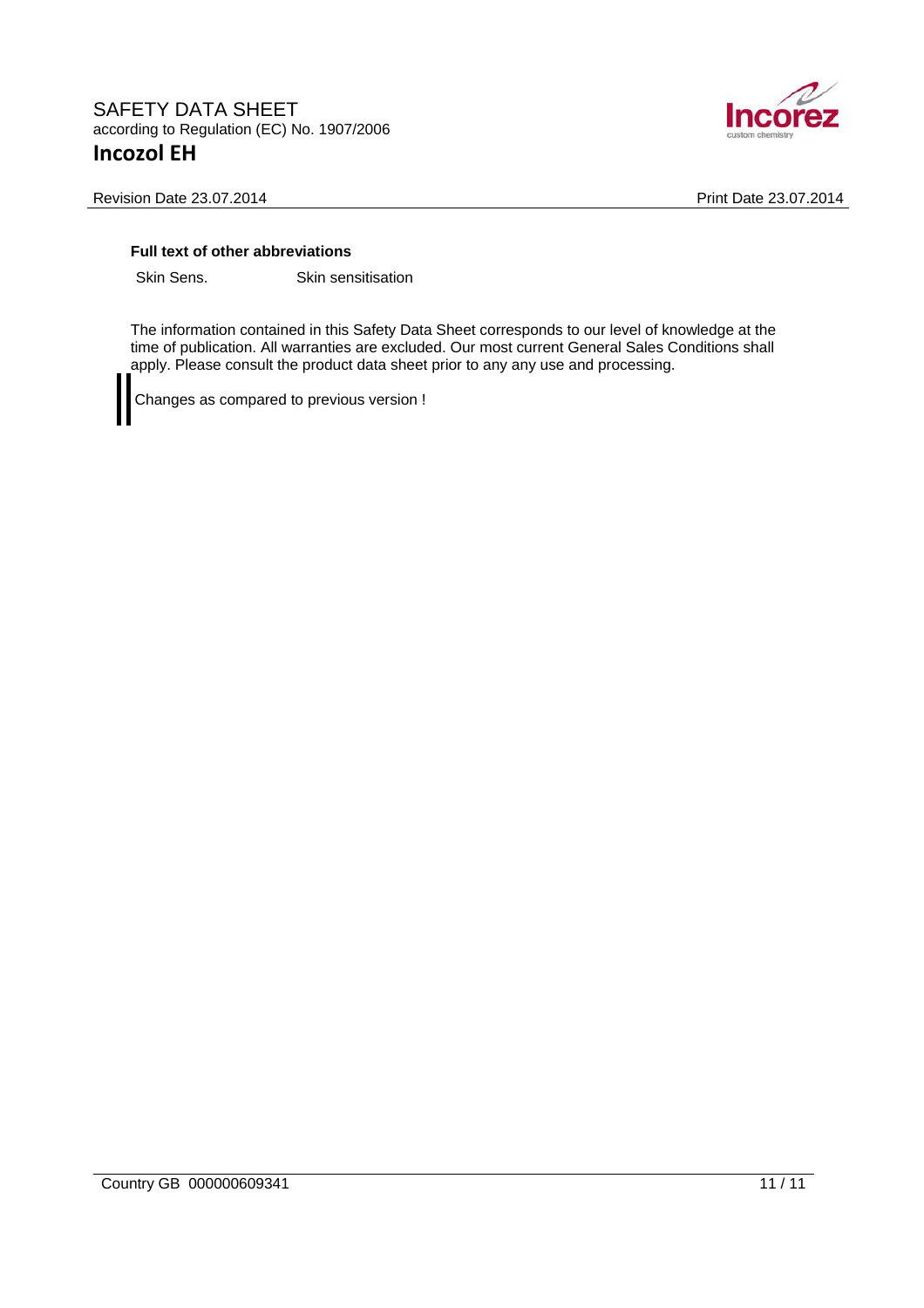**Full text of other abbreviations**

| | |
|---|---|
| Skin Sens. | Skin sensitisation |

The information contained in this Safety Data Sheet corresponds to our level of knowledge at the time of publication. All warranties are excluded. Our most current General Sales Conditions shall apply. Please consult the product data sheet prior to any any use and processing.

Changes as compared to previous version !